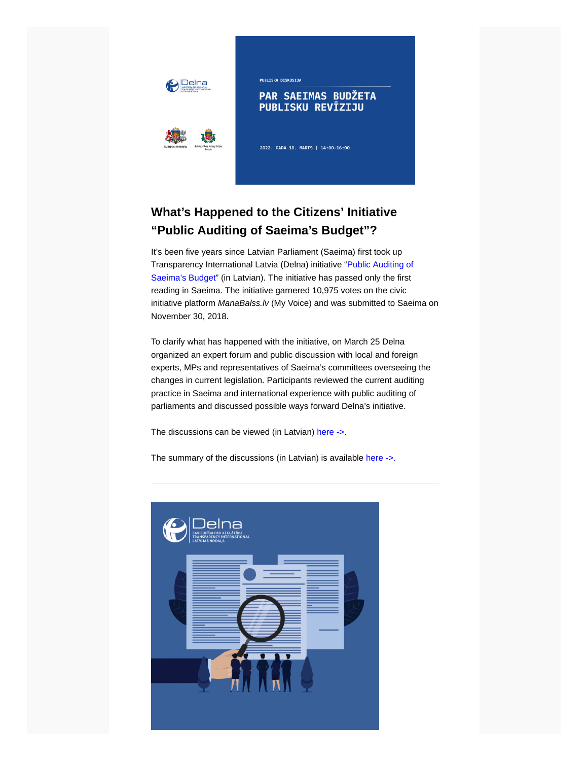## What's Happened to the Citizens' Initiative "Public Auditing of Saeima's Budget"?

It's been five years since Latvian Parliament (Saeima) first took up Transparency International Latvia (Delna) initiative "Public Auditing of Saeima's Budget" (in Latvian). The initiative has passed only the first reading in Saeima. The initiative garnered 10,975 votes on the civic initiative platform *ManaBalss.lv* (My Voice) and was submitted to Saeima on November 30, 2018.

To clarify what has happened with the initiative, on March 25 Delna organized an expert forum and public discussion with local and foreign experts, MPs and representatives of Saeima's committees overseeing the changes in current legislation. Participants reviewed the current auditing practice in Saeima and international experience with public auditing of parliaments and discussed possible ways forward Delna's initiative.

The discussions can be viewed (in Latvian) here ->.

The summary of the discussions (in Latvian) is available here ->.

---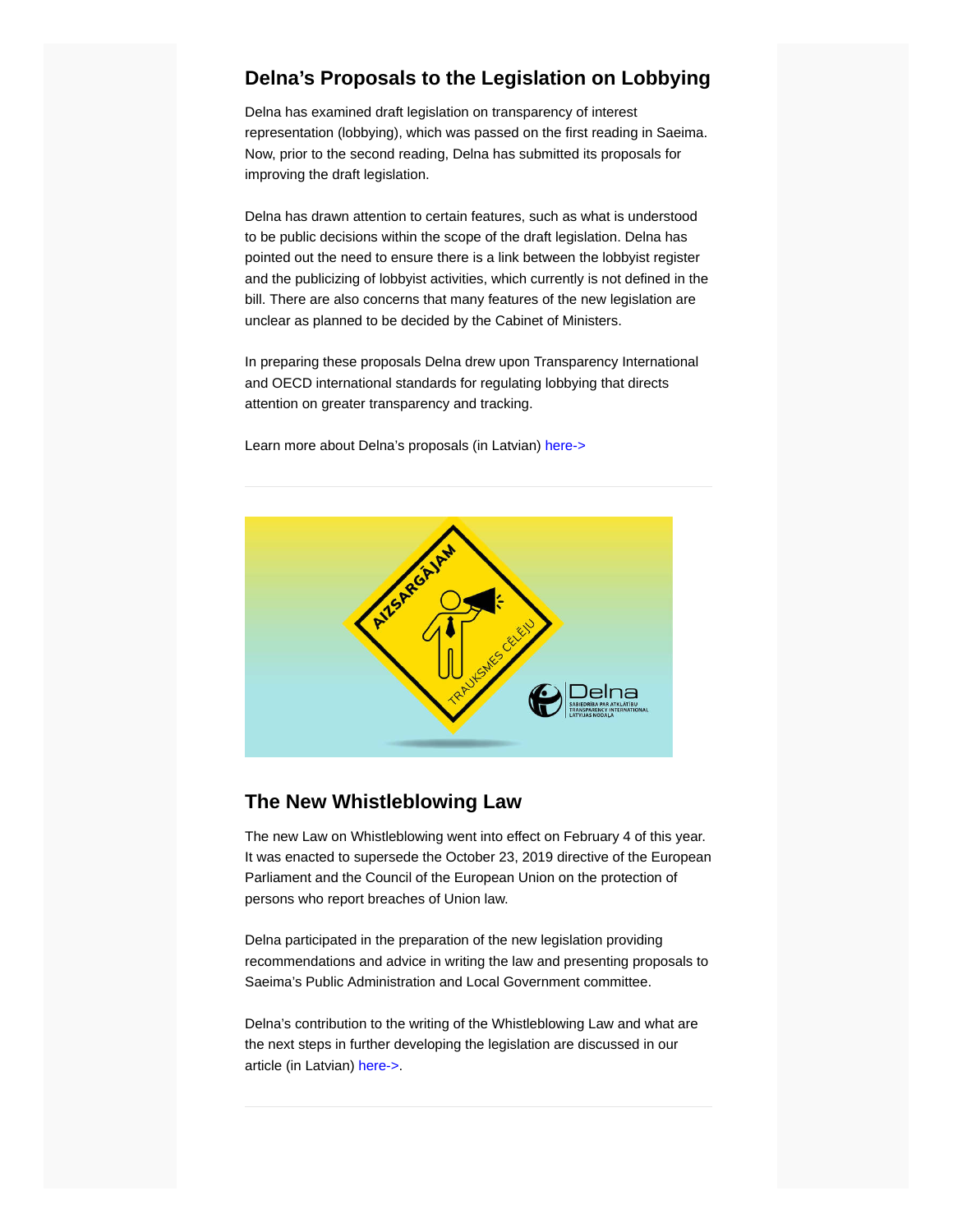## Delna's Proposals to the Legislation on Lobbying

Delna has examined draft legislation on transparency of interest representation (lobbying), which was passed on the first reading in Saeima. Now, prior to the second reading, Delna has submitted its proposals for improving the draft legislation.

Delna has drawn attention to certain features, such as what is understood to be public decisions within the scope of the draft legislation. Delna has pointed out the need to ensure there is a link between the lobbyist register and the publicizing of lobbyist activities, which currently is not defined in the bill. There are also concerns that many features of the new legislation are unclear as planned to be decided by the Cabinet of Ministers.

In preparing these proposals Delna drew upon Transparency International and OECD international standards for regulating lobbying that directs attention on greater transparency and tracking.

Learn more about Delna's proposals (in Latvian) here->

---

## The New Whistleblowing Law

The new Law on Whistleblowing went into effect on February 4 of this year. It was enacted to supersede the October 23, 2019 directive of the European Parliament and the Council of the European Union on the protection of persons who report breaches of Union law.

Delna participated in the preparation of the new legislation providing recommendations and advice in writing the law and presenting proposals to Saeima's Public Administration and Local Government committee.

Delna's contribution to the writing of the Whistleblowing Law and what are the next steps in further developing the legislation are discussed in our article (in Latvian) here->.

---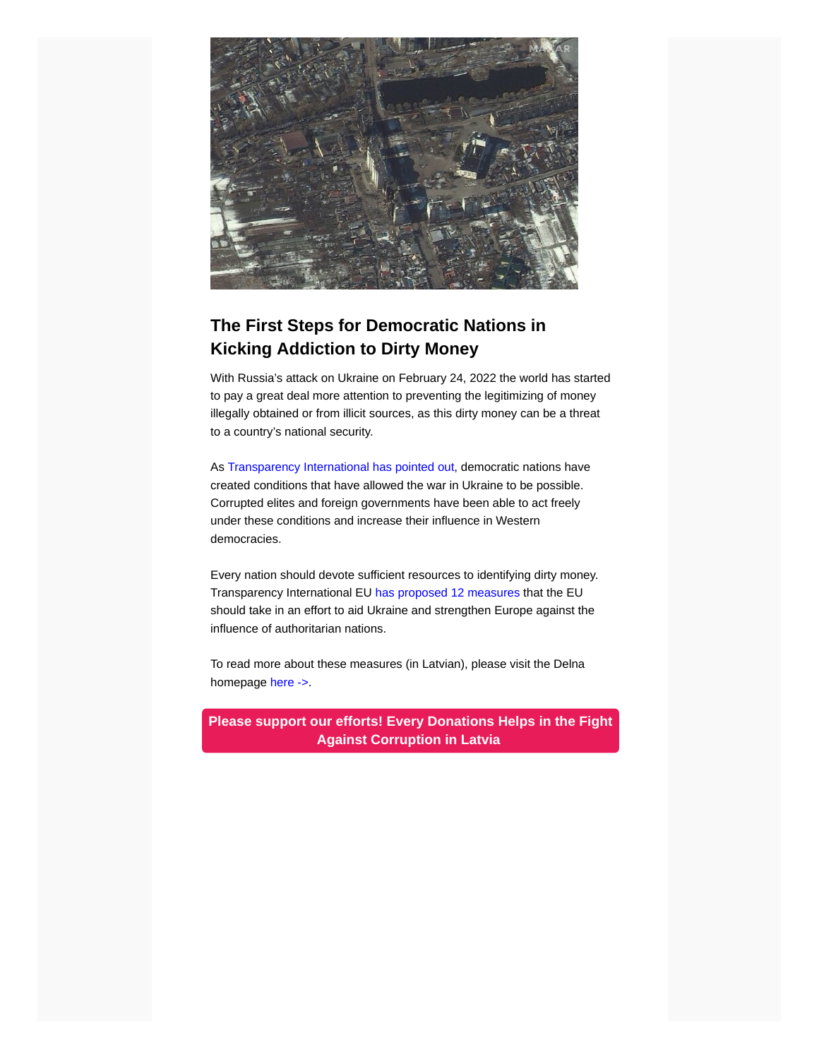## The First Steps for Democratic Nations in Kicking Addiction to Dirty Money

With Russia's attack on Ukraine on February 24, 2022 the world has started to pay a great deal more attention to preventing the legitimizing of money illegally obtained or from illicit sources, as this dirty money can be a threat to a country's national security.

As Transparency International has pointed out, democratic nations have created conditions that have allowed the war in Ukraine to be possible. Corrupted elites and foreign governments have been able to act freely under these conditions and increase their influence in Western democracies.

Every nation should devote sufficient resources to identifying dirty money. Transparency International EU has proposed 12 measures that the EU should take in an effort to aid Ukraine and strengthen Europe against the influence of authoritarian nations.

To read more about these measures (in Latvian), please visit the Delna homepage here ->.

**Please support our efforts! Every Donations Helps in the Fight Against Corruption in Latvia**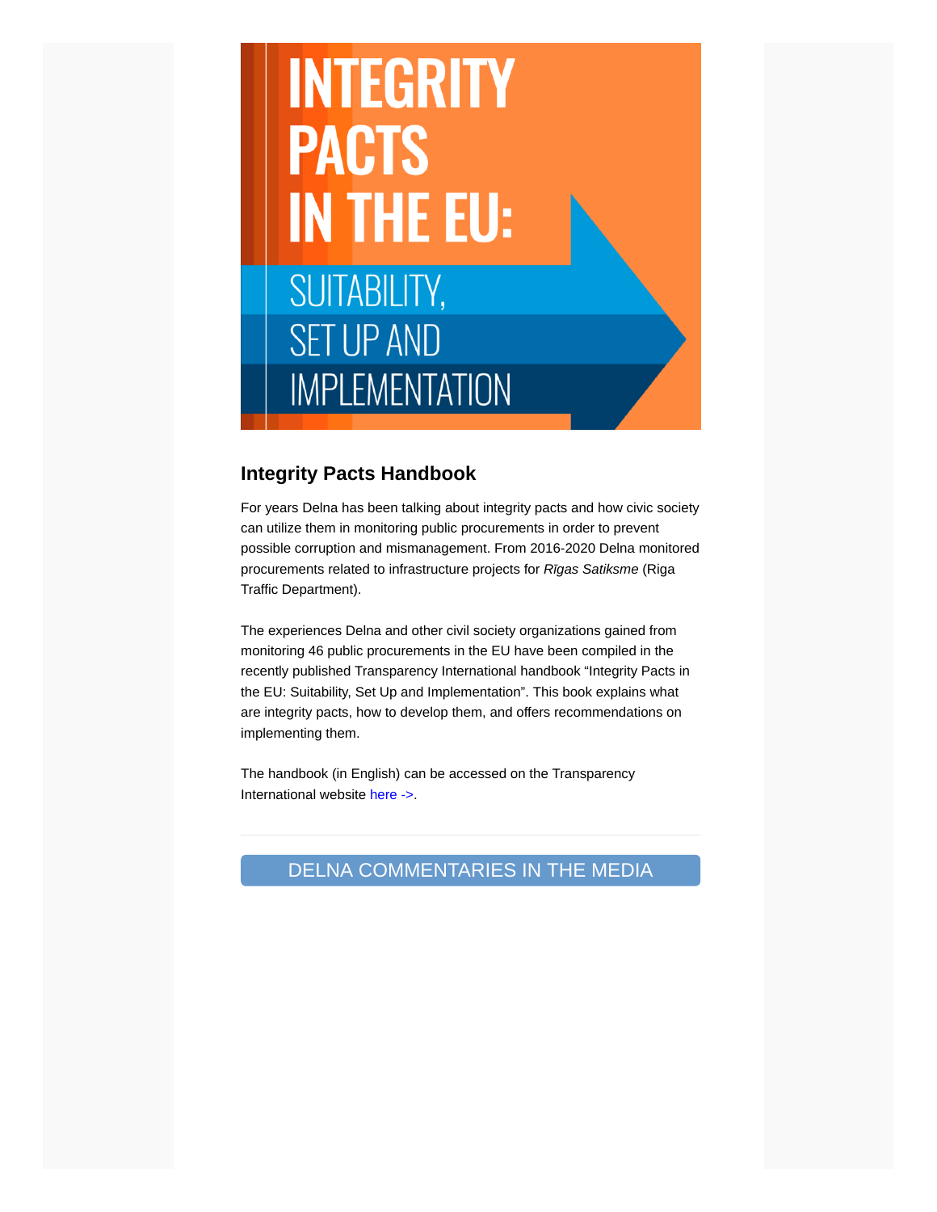## Integrity Pacts Handbook

For years Delna has been talking about integrity pacts and how civic society can utilize them in monitoring public procurements in order to prevent possible corruption and mismanagement. From 2016-2020 Delna monitored procurements related to infrastructure projects for *Rīgas Satiksme* (Riga Traffic Department).

The experiences Delna and other civil society organizations gained from monitoring 46 public procurements in the EU have been compiled in the recently published Transparency International handbook "Integrity Pacts in the EU: Suitability, Set Up and Implementation". This book explains what are integrity pacts, how to develop them, and offers recommendations on implementing them.

The handbook (in English) can be accessed on the Transparency International website here ->.

---

DELNA COMMENTARIES IN THE MEDIA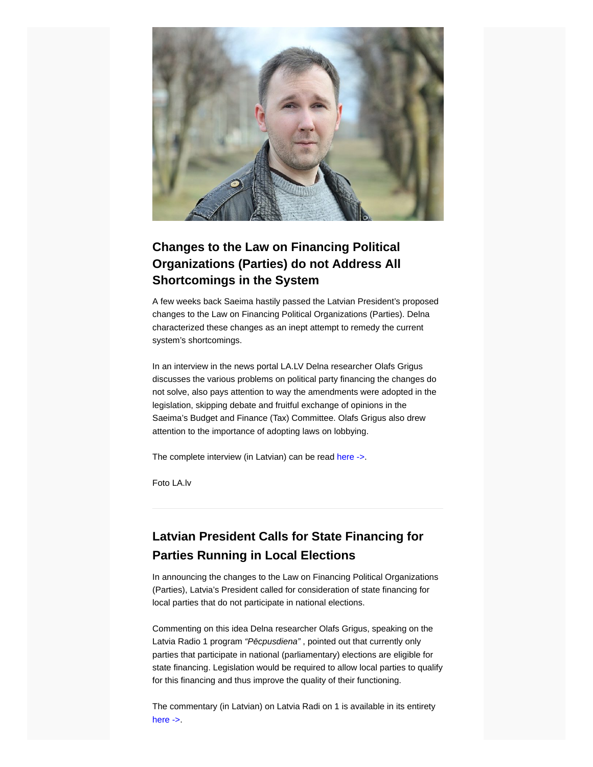## Changes to the Law on Financing Political Organizations (Parties) do not Address All Shortcomings in the System

A few weeks back Saeima hastily passed the Latvian President's proposed changes to the Law on Financing Political Organizations (Parties). Delna characterized these changes as an inept attempt to remedy the current system's shortcomings.

In an interview in the news portal LA.LV Delna researcher Olafs Grigus discusses the various problems on political party financing the changes do not solve, also pays attention to way the amendments were adopted in the legislation, skipping debate and fruitful exchange of opinions in the Saeima's Budget and Finance (Tax) Committee. Olafs Grigus also drew attention to the importance of adopting laws on lobbying.

The complete interview (in Latvian) can be read here ->.

Foto LA.lv

---

## Latvian President Calls for State Financing for Parties Running in Local Elections

In announcing the changes to the Law on Financing Political Organizations (Parties), Latvia's President called for consideration of state financing for local parties that do not participate in national elections.

Commenting on this idea Delna researcher Olafs Grigus, speaking on the Latvia Radio 1 program *"Pēcpusdiena"* , pointed out that currently only parties that participate in national (parliamentary) elections are eligible for state financing. Legislation would be required to allow local parties to qualify for this financing and thus improve the quality of their functioning.

The commentary (in Latvian) on Latvia Radi on 1 is available in its entirety here ->.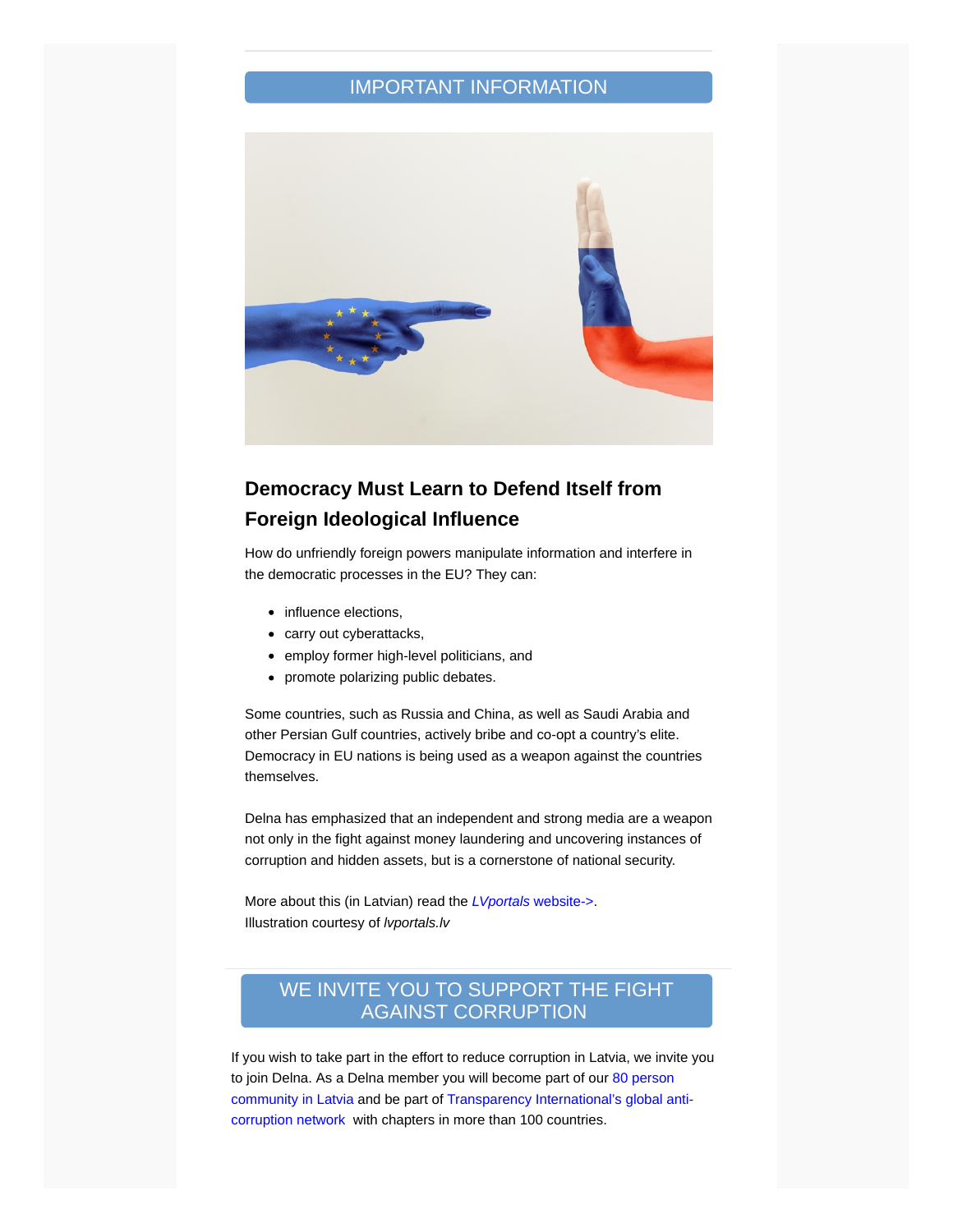## IMPORTANT INFORMATION

### Democracy Must Learn to Defend Itself from Foreign Ideological Influence

How do unfriendly foreign powers manipulate information and interfere in the democratic processes in the EU? They can:

- influence elections,
- carry out cyberattacks,
- employ former high-level politicians, and
- promote polarizing public debates.

Some countries, such as Russia and China, as well as Saudi Arabia and other Persian Gulf countries, actively bribe and co-opt a country's elite. Democracy in EU nations is being used as a weapon against the countries themselves.

Delna has emphasized that an independent and strong media are a weapon not only in the fight against money laundering and uncovering instances of corruption and hidden assets, but is a cornerstone of national security.

More about this (in Latvian) read the *LVportals* website->.
Illustration courtesy of *lvportals.lv*

## WE INVITE YOU TO SUPPORT THE FIGHT AGAINST CORRUPTION

If you wish to take part in the effort to reduce corruption in Latvia, we invite you to join Delna. As a Delna member you will become part of our 80 person community in Latvia and be part of Transparency International's global anti-corruption network with chapters in more than 100 countries.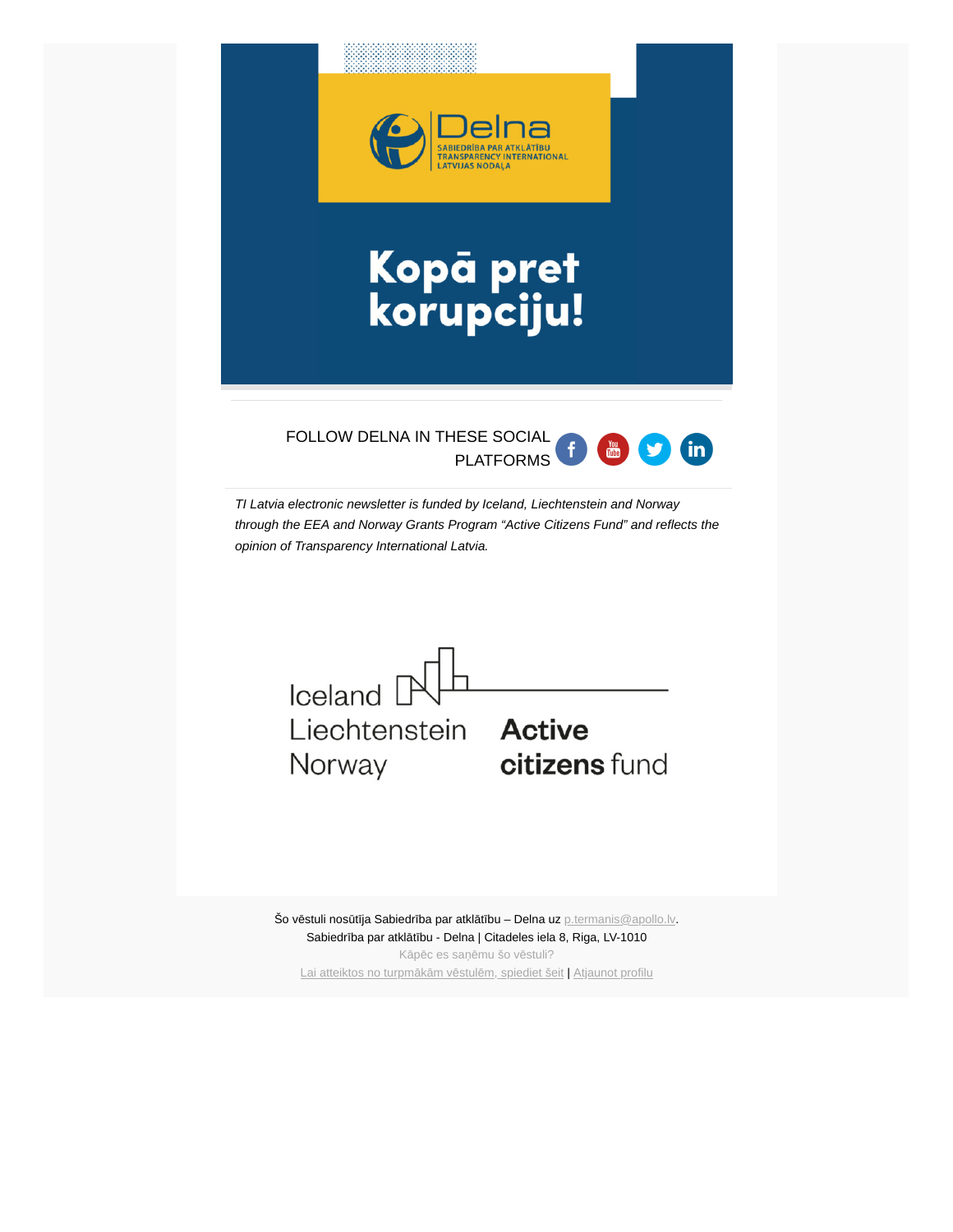Delna
SABIEDRĪBA PAR ATKLĀTĪBU
TRANSPARENCY INTERNATIONAL
LATVIJAS NODAĻA

Kopā pret korupciju!

---

FOLLOW DELNA IN THESE SOCIAL PLATFORMS

*TI Latvia electronic newsletter is funded by Iceland, Liechtenstein and Norway through the EEA and Norway Grants Program "Active Citizens Fund" and reflects the opinion of Transparency International Latvia.*

Iceland
Liechtenstein
Norway

**Active citizens** fund

Šo vēstuli nosūtīja Sabiedrība par atklātību – Delna uz p.termanis@apollo.lv.
Sabiedrība par atklātību - Delna | Citadeles iela 8, Riga, LV-1010
Kāpēc es saņēmu šo vēstuli?
Lai atteiktos no turpmākām vēstulēm, spiediet šeit | Atjaunot profilu